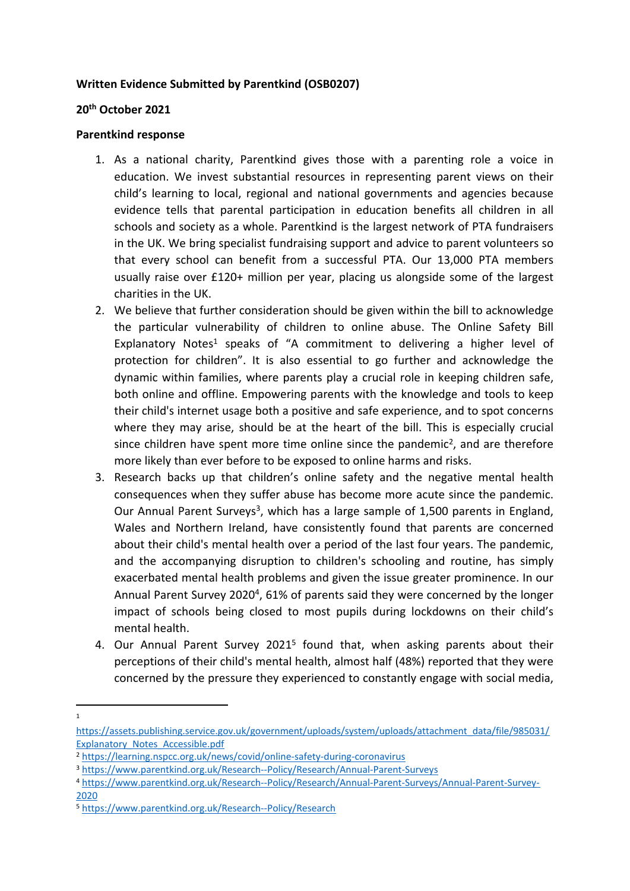**Written Evidence Submitted by Parentkind (OSB0207)**

**20th October 2021**

**Parentkind response**

1. As a national charity, Parentkind gives those with a parenting role a voice in education. We invest substantial resources in representing parent views on their child's learning to local, regional and national governments and agencies because evidence tells that parental participation in education benefits all children in all schools and society as a whole. Parentkind is the largest network of PTA fundraisers in the UK. We bring specialist fundraising support and advice to parent volunteers so that every school can benefit from a successful PTA. Our 13,000 PTA members usually raise over £120+ million per year, placing us alongside some of the largest charities in the UK.
2. We believe that further consideration should be given within the bill to acknowledge the particular vulnerability of children to online abuse. The Online Safety Bill Explanatory Notes[1] speaks of "A commitment to delivering a higher level of protection for children". It is also essential to go further and acknowledge the dynamic within families, where parents play a crucial role in keeping children safe, both online and offline. Empowering parents with the knowledge and tools to keep their child's internet usage both a positive and safe experience, and to spot concerns where they may arise, should be at the heart of the bill. This is especially crucial since children have spent more time online since the pandemic[2], and are therefore more likely than ever before to be exposed to online harms and risks.
3. Research backs up that children's online safety and the negative mental health consequences when they suffer abuse has become more acute since the pandemic. Our Annual Parent Surveys[3], which has a large sample of 1,500 parents in England, Wales and Northern Ireland, have consistently found that parents are concerned about their child's mental health over a period of the last four years. The pandemic, and the accompanying disruption to children's schooling and routine, has simply exacerbated mental health problems and given the issue greater prominence. In our Annual Parent Survey 2020[4], 61% of parents said they were concerned by the longer impact of schools being closed to most pupils during lockdowns on their child's mental health.
4. Our Annual Parent Survey 2021[5] found that, when asking parents about their perceptions of their child's mental health, almost half (48%) reported that they were concerned by the pressure they experienced to constantly engage with social media,

---

[1] https://assets.publishing.service.gov.uk/government/uploads/system/uploads/attachment_data/file/985031/Explanatory_Notes_Accessible.pdf

[2] https://learning.nspcc.org.uk/news/covid/online-safety-during-coronavirus

[3] https://www.parentkind.org.uk/Research--Policy/Research/Annual-Parent-Surveys

[4] https://www.parentkind.org.uk/Research--Policy/Research/Annual-Parent-Surveys/Annual-Parent-Survey-2020

[5] https://www.parentkind.org.uk/Research--Policy/Research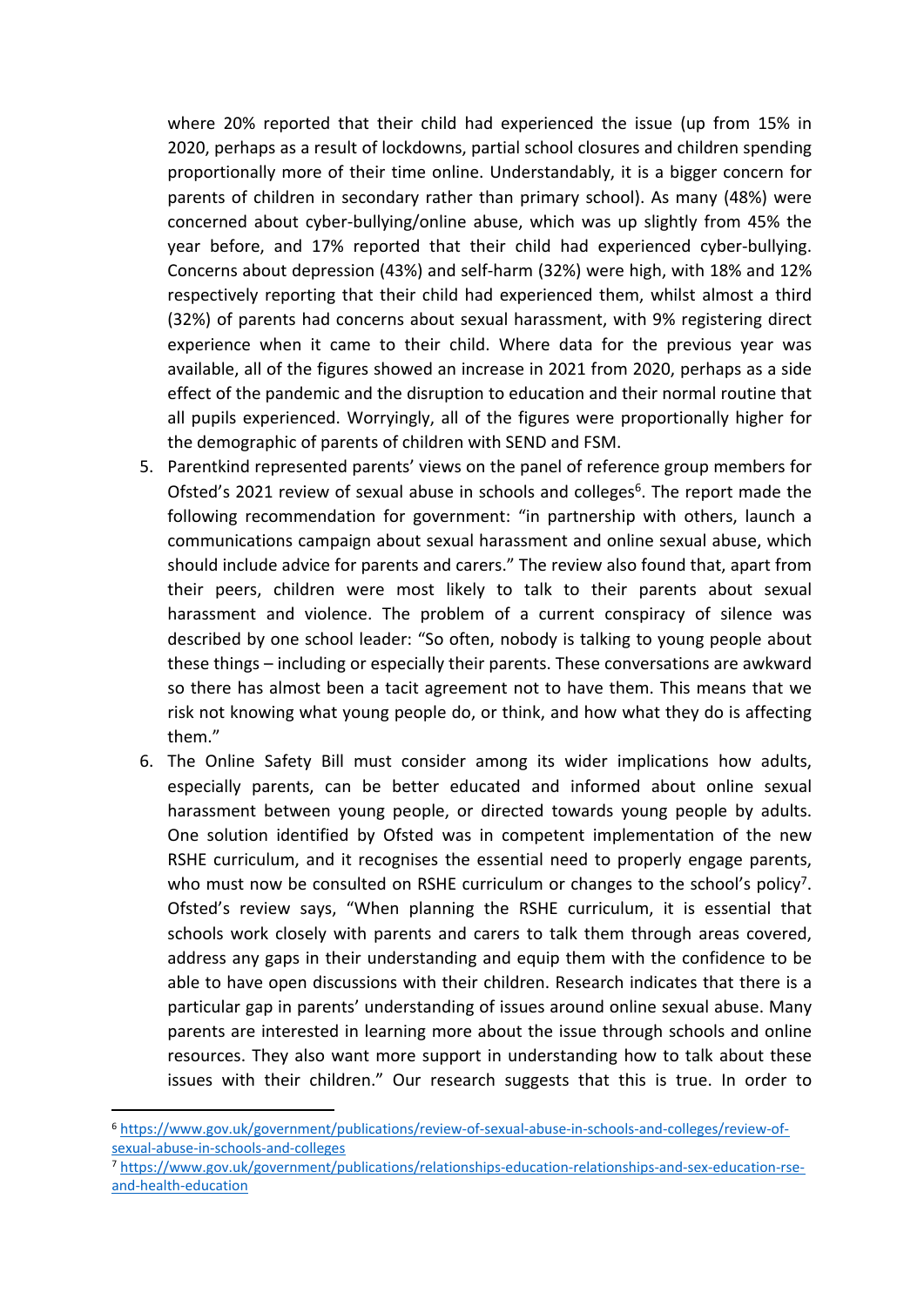where 20% reported that their child had experienced the issue (up from 15% in 2020, perhaps as a result of lockdowns, partial school closures and children spending proportionally more of their time online. Understandably, it is a bigger concern for parents of children in secondary rather than primary school). As many (48%) were concerned about cyber-bullying/online abuse, which was up slightly from 45% the year before, and 17% reported that their child had experienced cyber-bullying. Concerns about depression (43%) and self-harm (32%) were high, with 18% and 12% respectively reporting that their child had experienced them, whilst almost a third (32%) of parents had concerns about sexual harassment, with 9% registering direct experience when it came to their child. Where data for the previous year was available, all of the figures showed an increase in 2021 from 2020, perhaps as a side effect of the pandemic and the disruption to education and their normal routine that all pupils experienced. Worryingly, all of the figures were proportionally higher for the demographic of parents of children with SEND and FSM.

5. Parentkind represented parents' views on the panel of reference group members for Ofsted's 2021 review of sexual abuse in schools and colleges[6]. The report made the following recommendation for government: "in partnership with others, launch a communications campaign about sexual harassment and online sexual abuse, which should include advice for parents and carers." The review also found that, apart from their peers, children were most likely to talk to their parents about sexual harassment and violence. The problem of a current conspiracy of silence was described by one school leader: "So often, nobody is talking to young people about these things – including or especially their parents. These conversations are awkward so there has almost been a tacit agreement not to have them. This means that we risk not knowing what young people do, or think, and how what they do is affecting them."
6. The Online Safety Bill must consider among its wider implications how adults, especially parents, can be better educated and informed about online sexual harassment between young people, or directed towards young people by adults. One solution identified by Ofsted was in competent implementation of the new RSHE curriculum, and it recognises the essential need to properly engage parents, who must now be consulted on RSHE curriculum or changes to the school's policy[7]. Ofsted's review says, "When planning the RSHE curriculum, it is essential that schools work closely with parents and carers to talk them through areas covered, address any gaps in their understanding and equip them with the confidence to be able to have open discussions with their children. Research indicates that there is a particular gap in parents' understanding of issues around online sexual abuse. Many parents are interested in learning more about the issue through schools and online resources. They also want more support in understanding how to talk about these issues with their children." Our research suggests that this is true. In order to

[6] https://www.gov.uk/government/publications/review-of-sexual-abuse-in-schools-and-colleges/review-of-sexual-abuse-in-schools-and-colleges

[7] https://www.gov.uk/government/publications/relationships-education-relationships-and-sex-education-rse-and-health-education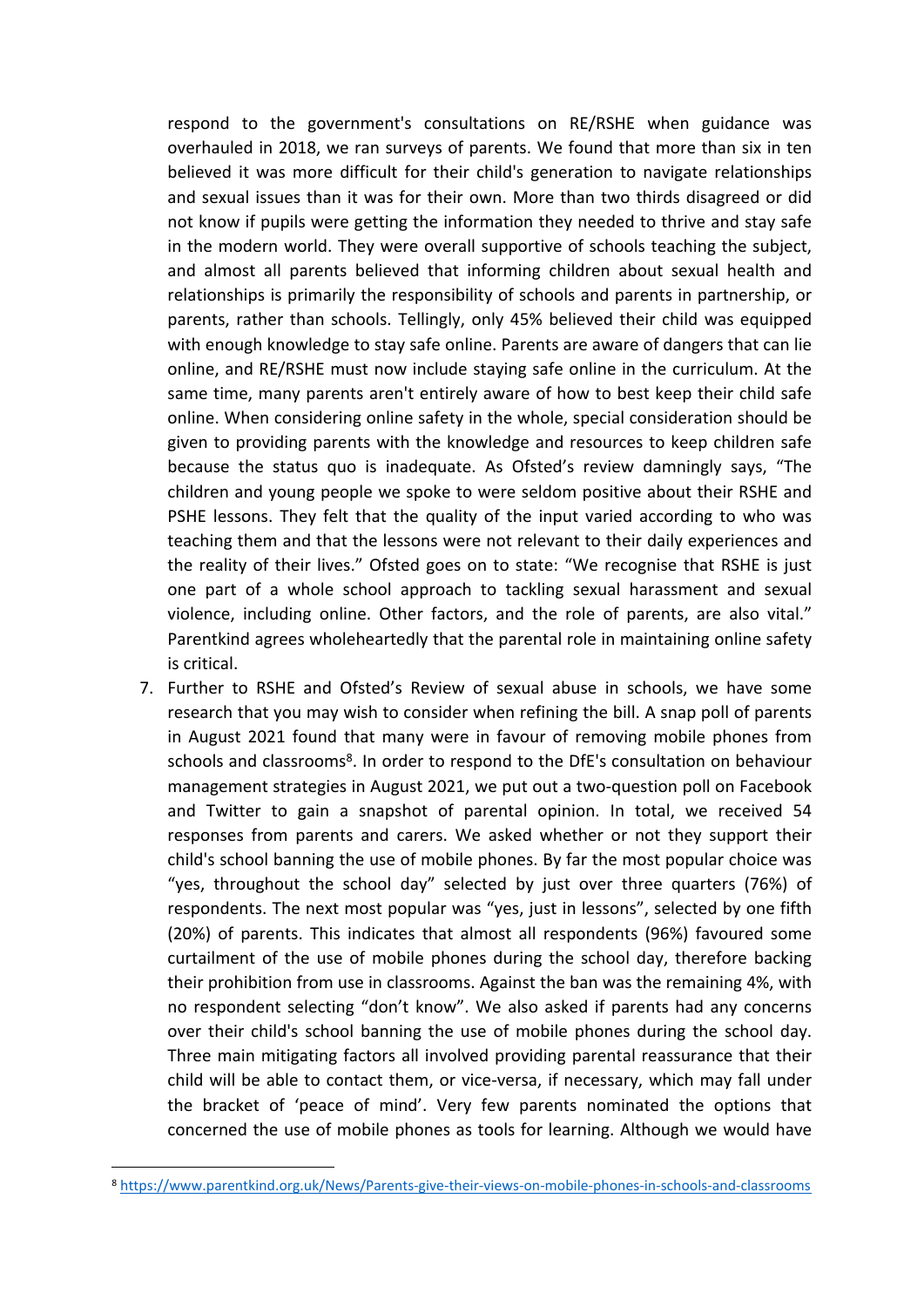respond to the government's consultations on RE/RSHE when guidance was overhauled in 2018, we ran surveys of parents. We found that more than six in ten believed it was more difficult for their child's generation to navigate relationships and sexual issues than it was for their own. More than two thirds disagreed or did not know if pupils were getting the information they needed to thrive and stay safe in the modern world. They were overall supportive of schools teaching the subject, and almost all parents believed that informing children about sexual health and relationships is primarily the responsibility of schools and parents in partnership, or parents, rather than schools. Tellingly, only 45% believed their child was equipped with enough knowledge to stay safe online. Parents are aware of dangers that can lie online, and RE/RSHE must now include staying safe online in the curriculum. At the same time, many parents aren't entirely aware of how to best keep their child safe online. When considering online safety in the whole, special consideration should be given to providing parents with the knowledge and resources to keep children safe because the status quo is inadequate. As Ofsted's review damningly says, "The children and young people we spoke to were seldom positive about their RSHE and PSHE lessons. They felt that the quality of the input varied according to who was teaching them and that the lessons were not relevant to their daily experiences and the reality of their lives." Ofsted goes on to state: "We recognise that RSHE is just one part of a whole school approach to tackling sexual harassment and sexual violence, including online. Other factors, and the role of parents, are also vital." Parentkind agrees wholeheartedly that the parental role in maintaining online safety is critical.

7. Further to RSHE and Ofsted's Review of sexual abuse in schools, we have some research that you may wish to consider when refining the bill. A snap poll of parents in August 2021 found that many were in favour of removing mobile phones from schools and classrooms[8]. In order to respond to the DfE's consultation on behaviour management strategies in August 2021, we put out a two-question poll on Facebook and Twitter to gain a snapshot of parental opinion. In total, we received 54 responses from parents and carers. We asked whether or not they support their child's school banning the use of mobile phones. By far the most popular choice was "yes, throughout the school day" selected by just over three quarters (76%) of respondents. The next most popular was "yes, just in lessons", selected by one fifth (20%) of parents. This indicates that almost all respondents (96%) favoured some curtailment of the use of mobile phones during the school day, therefore backing their prohibition from use in classrooms. Against the ban was the remaining 4%, with no respondent selecting "don't know". We also asked if parents had any concerns over their child's school banning the use of mobile phones during the school day. Three main mitigating factors all involved providing parental reassurance that their child will be able to contact them, or vice-versa, if necessary, which may fall under the bracket of 'peace of mind'. Very few parents nominated the options that concerned the use of mobile phones as tools for learning. Although we would have

[8] https://www.parentkind.org.uk/News/Parents-give-their-views-on-mobile-phones-in-schools-and-classrooms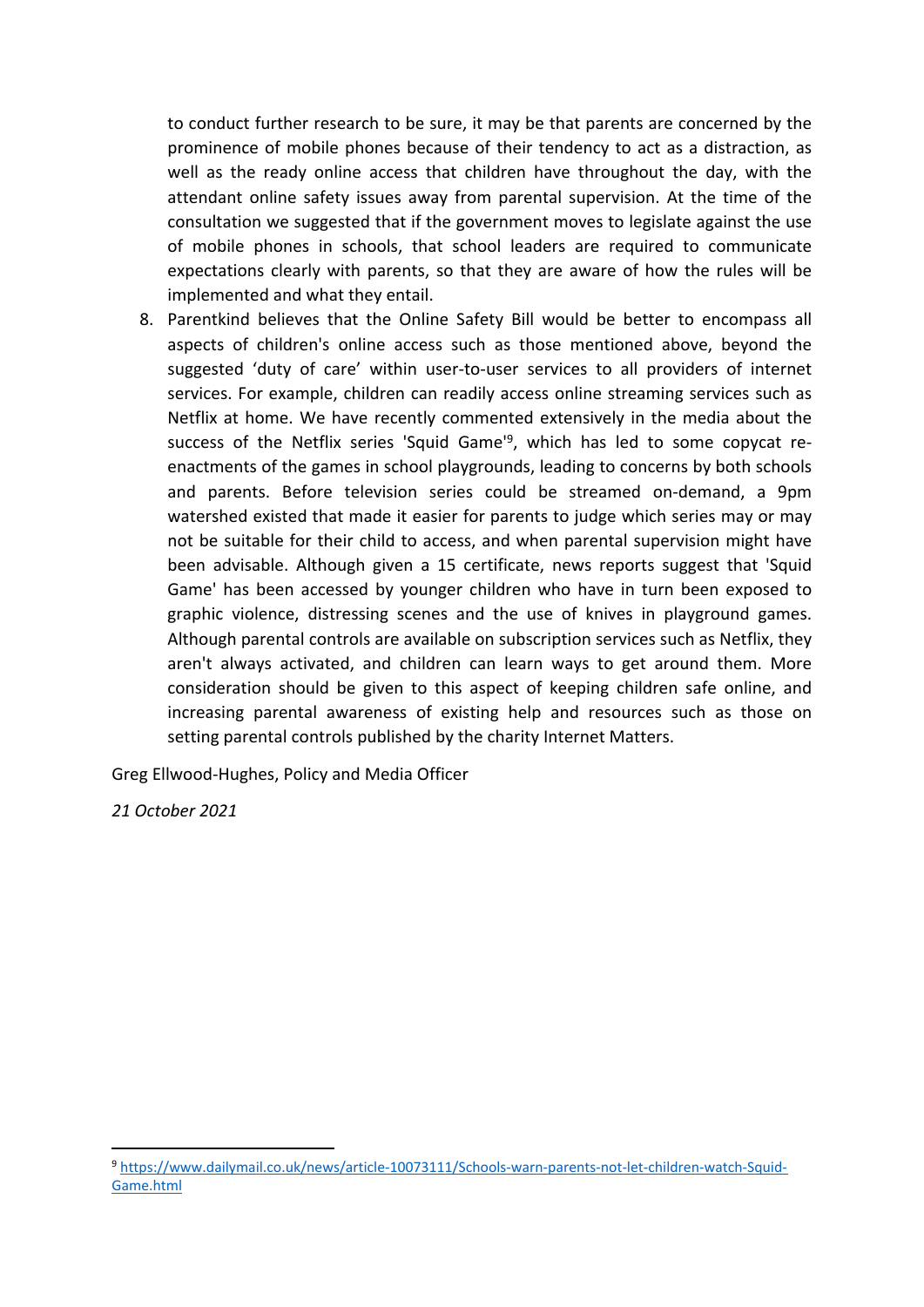to conduct further research to be sure, it may be that parents are concerned by the prominence of mobile phones because of their tendency to act as a distraction, as well as the ready online access that children have throughout the day, with the attendant online safety issues away from parental supervision. At the time of the consultation we suggested that if the government moves to legislate against the use of mobile phones in schools, that school leaders are required to communicate expectations clearly with parents, so that they are aware of how the rules will be implemented and what they entail.

8. Parentkind believes that the Online Safety Bill would be better to encompass all aspects of children's online access such as those mentioned above, beyond the suggested 'duty of care' within user-to-user services to all providers of internet services. For example, children can readily access online streaming services such as Netflix at home. We have recently commented extensively in the media about the success of the Netflix series 'Squid Game'[9], which has led to some copycat re-enactments of the games in school playgrounds, leading to concerns by both schools and parents. Before television series could be streamed on-demand, a 9pm watershed existed that made it easier for parents to judge which series may or may not be suitable for their child to access, and when parental supervision might have been advisable. Although given a 15 certificate, news reports suggest that 'Squid Game' has been accessed by younger children who have in turn been exposed to graphic violence, distressing scenes and the use of knives in playground games. Although parental controls are available on subscription services such as Netflix, they aren't always activated, and children can learn ways to get around them. More consideration should be given to this aspect of keeping children safe online, and increasing parental awareness of existing help and resources such as those on setting parental controls published by the charity Internet Matters.

Greg Ellwood-Hughes, Policy and Media Officer

*21 October 2021*

---

[9] https://www.dailymail.co.uk/news/article-10073111/Schools-warn-parents-not-let-children-watch-Squid-Game.html